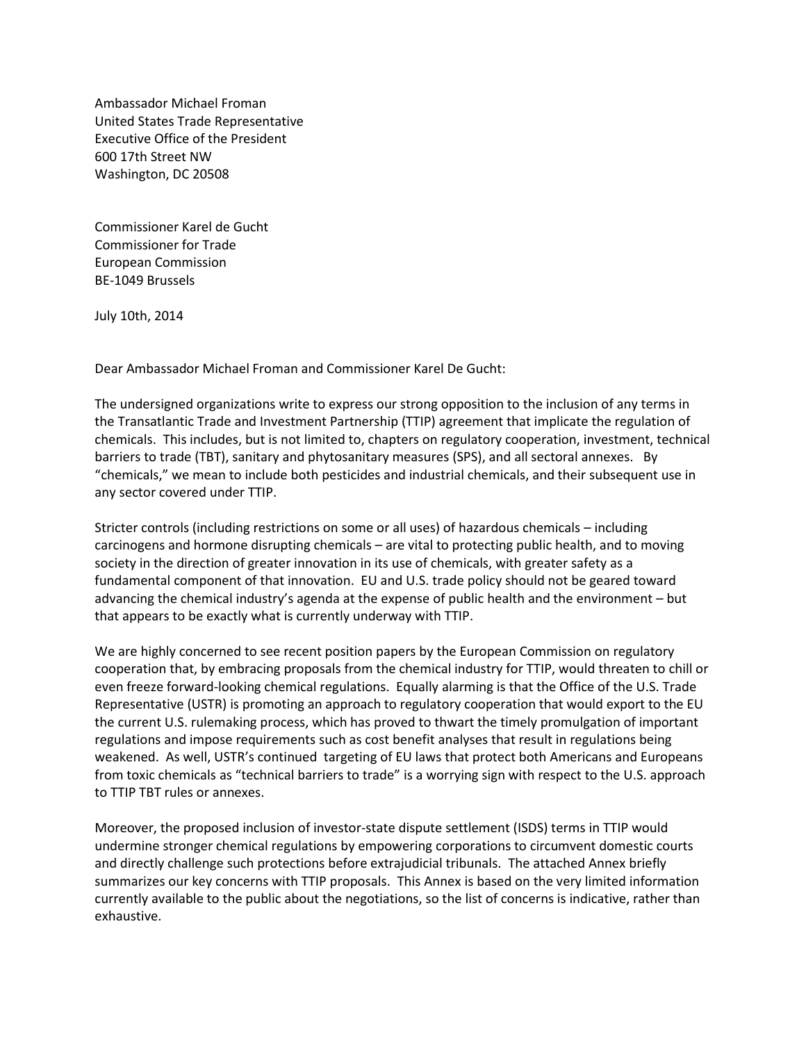Ambassador Michael Froman
United States Trade Representative
Executive Office of the President
600 17th Street NW
Washington, DC 20508

Commissioner Karel de Gucht
Commissioner for Trade
European Commission
BE-1049 Brussels

July 10th, 2014

Dear Ambassador Michael Froman and Commissioner Karel De Gucht:

The undersigned organizations write to express our strong opposition to the inclusion of any terms in the Transatlantic Trade and Investment Partnership (TTIP) agreement that implicate the regulation of chemicals. This includes, but is not limited to, chapters on regulatory cooperation, investment, technical barriers to trade (TBT), sanitary and phytosanitary measures (SPS), and all sectoral annexes. By "chemicals," we mean to include both pesticides and industrial chemicals, and their subsequent use in any sector covered under TTIP.

Stricter controls (including restrictions on some or all uses) of hazardous chemicals – including carcinogens and hormone disrupting chemicals – are vital to protecting public health, and to moving society in the direction of greater innovation in its use of chemicals, with greater safety as a fundamental component of that innovation. EU and U.S. trade policy should not be geared toward advancing the chemical industry's agenda at the expense of public health and the environment – but that appears to be exactly what is currently underway with TTIP.

We are highly concerned to see recent position papers by the European Commission on regulatory cooperation that, by embracing proposals from the chemical industry for TTIP, would threaten to chill or even freeze forward-looking chemical regulations. Equally alarming is that the Office of the U.S. Trade Representative (USTR) is promoting an approach to regulatory cooperation that would export to the EU the current U.S. rulemaking process, which has proved to thwart the timely promulgation of important regulations and impose requirements such as cost benefit analyses that result in regulations being weakened. As well, USTR's continued targeting of EU laws that protect both Americans and Europeans from toxic chemicals as "technical barriers to trade" is a worrying sign with respect to the U.S. approach to TTIP TBT rules or annexes.

Moreover, the proposed inclusion of investor-state dispute settlement (ISDS) terms in TTIP would undermine stronger chemical regulations by empowering corporations to circumvent domestic courts and directly challenge such protections before extrajudicial tribunals. The attached Annex briefly summarizes our key concerns with TTIP proposals. This Annex is based on the very limited information currently available to the public about the negotiations, so the list of concerns is indicative, rather than exhaustive.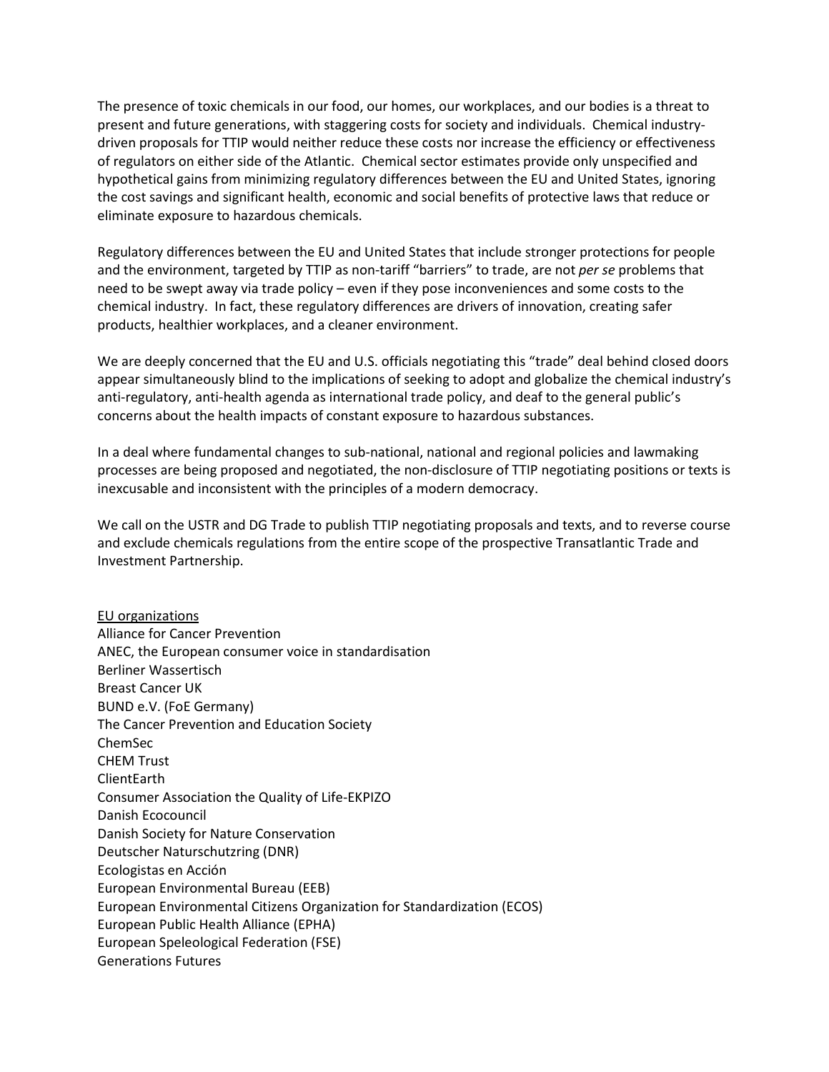The presence of toxic chemicals in our food, our homes, our workplaces, and our bodies is a threat to present and future generations, with staggering costs for society and individuals. Chemical industry-driven proposals for TTIP would neither reduce these costs nor increase the efficiency or effectiveness of regulators on either side of the Atlantic. Chemical sector estimates provide only unspecified and hypothetical gains from minimizing regulatory differences between the EU and United States, ignoring the cost savings and significant health, economic and social benefits of protective laws that reduce or eliminate exposure to hazardous chemicals.

Regulatory differences between the EU and United States that include stronger protections for people and the environment, targeted by TTIP as non-tariff "barriers" to trade, are not *per se* problems that need to be swept away via trade policy – even if they pose inconveniences and some costs to the chemical industry. In fact, these regulatory differences are drivers of innovation, creating safer products, healthier workplaces, and a cleaner environment.

We are deeply concerned that the EU and U.S. officials negotiating this "trade" deal behind closed doors appear simultaneously blind to the implications of seeking to adopt and globalize the chemical industry's anti-regulatory, anti-health agenda as international trade policy, and deaf to the general public's concerns about the health impacts of constant exposure to hazardous substances.

In a deal where fundamental changes to sub-national, national and regional policies and lawmaking processes are being proposed and negotiated, the non-disclosure of TTIP negotiating positions or texts is inexcusable and inconsistent with the principles of a modern democracy.

We call on the USTR and DG Trade to publish TTIP negotiating proposals and texts, and to reverse course and exclude chemicals regulations from the entire scope of the prospective Transatlantic Trade and Investment Partnership.

<u>EU organizations</u>

Alliance for Cancer Prevention
ANEC, the European consumer voice in standardisation
Berliner Wassertisch
Breast Cancer UK
BUND e.V. (FoE Germany)
The Cancer Prevention and Education Society
ChemSec
CHEM Trust
ClientEarth
Consumer Association the Quality of Life-EKPIZO
Danish Ecocouncil
Danish Society for Nature Conservation
Deutscher Naturschutzring (DNR)
Ecologistas en Acción
European Environmental Bureau (EEB)
European Environmental Citizens Organization for Standardization (ECOS)
European Public Health Alliance (EPHA)
European Speleological Federation (FSE)
Generations Futures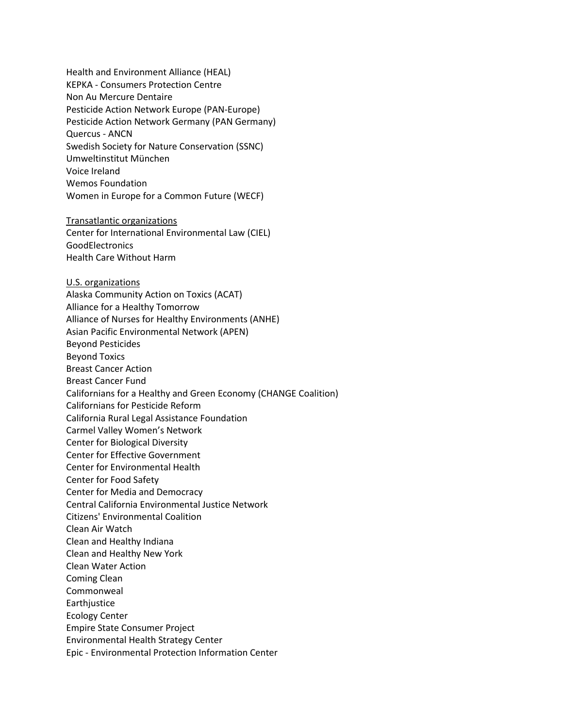Health and Environment Alliance (HEAL)
KEPKA - Consumers Protection Centre
Non Au Mercure Dentaire
Pesticide Action Network Europe (PAN-Europe)
Pesticide Action Network Germany (PAN Germany)
Quercus - ANCN
Swedish Society for Nature Conservation (SSNC)
Umweltinstitut München
Voice Ireland
Wemos Foundation
Women in Europe for a Common Future (WECF)

<u>Transatlantic organizations</u>
Center for International Environmental Law (CIEL)
GoodElectronics
Health Care Without Harm

<u>U.S. organizations</u>
Alaska Community Action on Toxics (ACAT)
Alliance for a Healthy Tomorrow
Alliance of Nurses for Healthy Environments (ANHE)
Asian Pacific Environmental Network (APEN)
Beyond Pesticides
Beyond Toxics
Breast Cancer Action
Breast Cancer Fund
Californians for a Healthy and Green Economy (CHANGE Coalition)
Californians for Pesticide Reform
California Rural Legal Assistance Foundation
Carmel Valley Women's Network
Center for Biological Diversity
Center for Effective Government
Center for Environmental Health
Center for Food Safety
Center for Media and Democracy
Central California Environmental Justice Network
Citizens' Environmental Coalition
Clean Air Watch
Clean and Healthy Indiana
Clean and Healthy New York
Clean Water Action
Coming Clean
Commonweal
Earthjustice
Ecology Center
Empire State Consumer Project
Environmental Health Strategy Center
Epic - Environmental Protection Information Center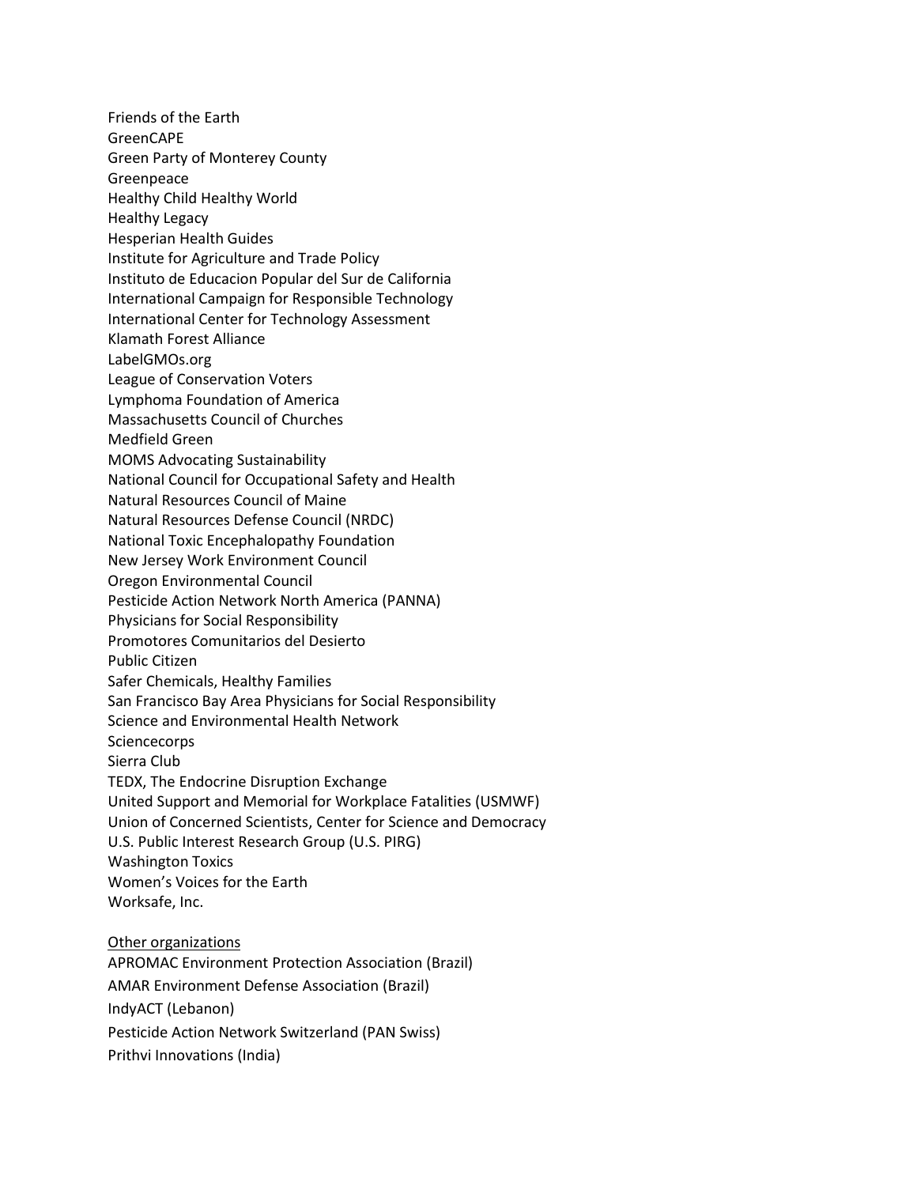Friends of the Earth
GreenCAPE
Green Party of Monterey County
Greenpeace
Healthy Child Healthy World
Healthy Legacy
Hesperian Health Guides
Institute for Agriculture and Trade Policy
Instituto de Educacion Popular del Sur de California
International Campaign for Responsible Technology
International Center for Technology Assessment
Klamath Forest Alliance
LabelGMOs.org
League of Conservation Voters
Lymphoma Foundation of America
Massachusetts Council of Churches
Medfield Green
MOMS Advocating Sustainability
National Council for Occupational Safety and Health
Natural Resources Council of Maine
Natural Resources Defense Council (NRDC)
National Toxic Encephalopathy Foundation
New Jersey Work Environment Council
Oregon Environmental Council
Pesticide Action Network North America (PANNA)
Physicians for Social Responsibility
Promotores Comunitarios del Desierto
Public Citizen
Safer Chemicals, Healthy Families
San Francisco Bay Area Physicians for Social Responsibility
Science and Environmental Health Network
Sciencecorps
Sierra Club
TEDX, The Endocrine Disruption Exchange
United Support and Memorial for Workplace Fatalities (USMWF)
Union of Concerned Scientists, Center for Science and Democracy
U.S. Public Interest Research Group (U.S. PIRG)
Washington Toxics
Women's Voices for the Earth
Worksafe, Inc.

<u>Other organizations</u>

APROMAC Environment Protection Association (Brazil)
AMAR Environment Defense Association (Brazil)
IndyACT (Lebanon)
Pesticide Action Network Switzerland (PAN Swiss)
Prithvi Innovations (India)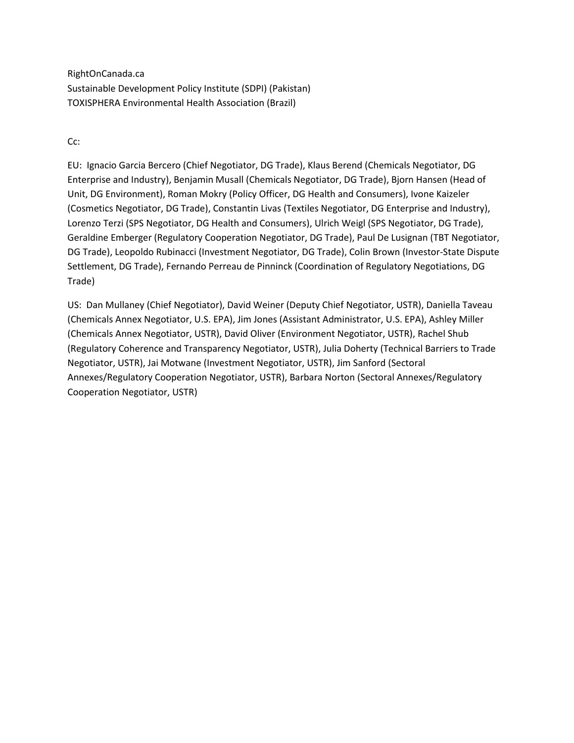RightOnCanada.ca
Sustainable Development Policy Institute (SDPI) (Pakistan)
TOXISPHERA Environmental Health Association (Brazil)

Cc:

EU: Ignacio Garcia Bercero (Chief Negotiator, DG Trade), Klaus Berend (Chemicals Negotiator, DG Enterprise and Industry), Benjamin Musall (Chemicals Negotiator, DG Trade), Bjorn Hansen (Head of Unit, DG Environment), Roman Mokry (Policy Officer, DG Health and Consumers), Ivone Kaizeler (Cosmetics Negotiator, DG Trade), Constantin Livas (Textiles Negotiator, DG Enterprise and Industry), Lorenzo Terzi (SPS Negotiator, DG Health and Consumers), Ulrich Weigl (SPS Negotiator, DG Trade), Geraldine Emberger (Regulatory Cooperation Negotiator, DG Trade), Paul De Lusignan (TBT Negotiator, DG Trade), Leopoldo Rubinacci (Investment Negotiator, DG Trade), Colin Brown (Investor-State Dispute Settlement, DG Trade), Fernando Perreau de Pinninck (Coordination of Regulatory Negotiations, DG Trade)

US: Dan Mullaney (Chief Negotiator), David Weiner (Deputy Chief Negotiator, USTR), Daniella Taveau (Chemicals Annex Negotiator, U.S. EPA), Jim Jones (Assistant Administrator, U.S. EPA), Ashley Miller (Chemicals Annex Negotiator, USTR), David Oliver (Environment Negotiator, USTR), Rachel Shub (Regulatory Coherence and Transparency Negotiator, USTR), Julia Doherty (Technical Barriers to Trade Negotiator, USTR), Jai Motwane (Investment Negotiator, USTR), Jim Sanford (Sectoral Annexes/Regulatory Cooperation Negotiator, USTR), Barbara Norton (Sectoral Annexes/Regulatory Cooperation Negotiator, USTR)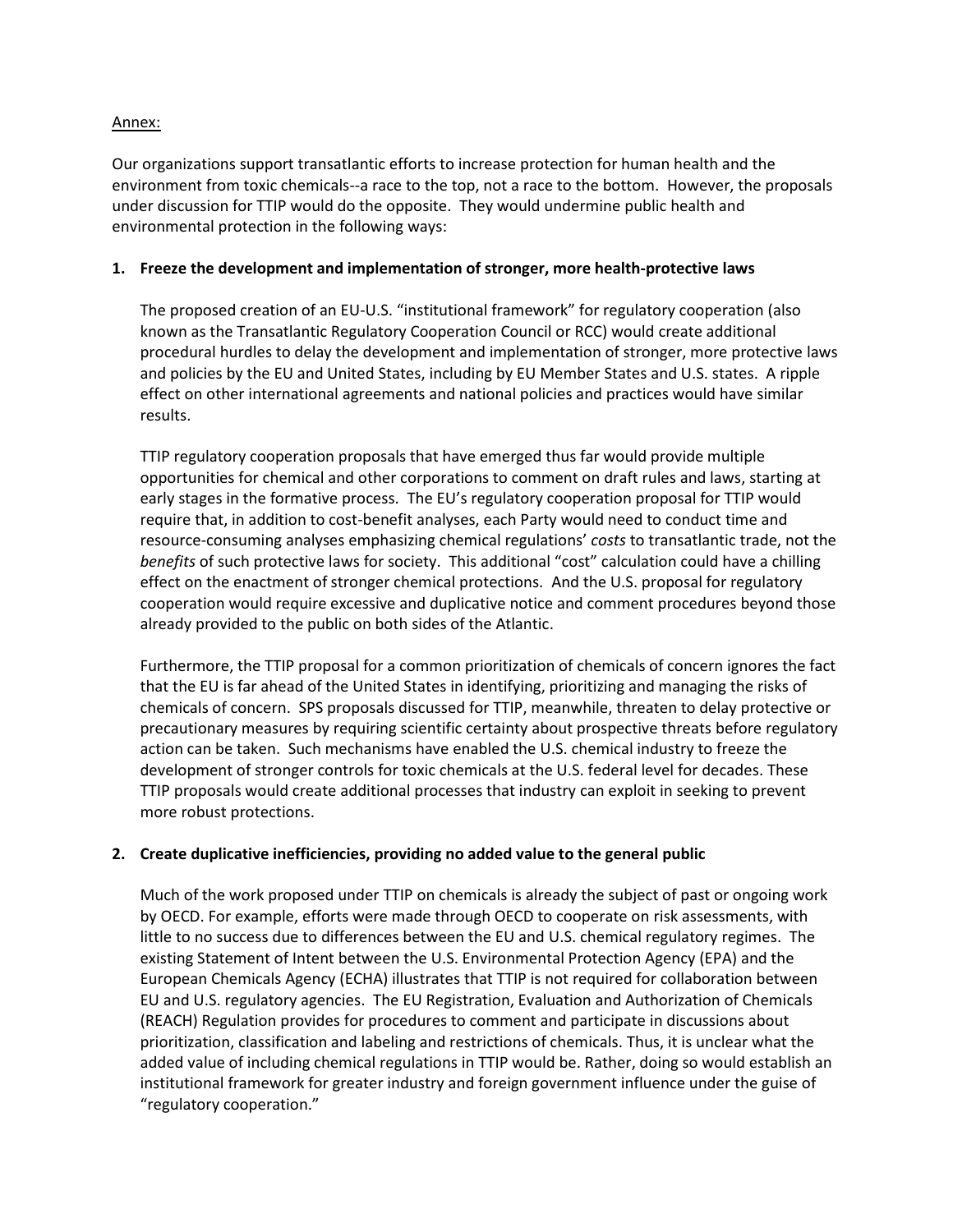Annex:

Our organizations support transatlantic efforts to increase protection for human health and the environment from toxic chemicals--a race to the top, not a race to the bottom. However, the proposals under discussion for TTIP would do the opposite. They would undermine public health and environmental protection in the following ways:

1. **Freeze the development and implementation of stronger, more health-protective laws**

   The proposed creation of an EU-U.S. "institutional framework" for regulatory cooperation (also known as the Transatlantic Regulatory Cooperation Council or RCC) would create additional procedural hurdles to delay the development and implementation of stronger, more protective laws and policies by the EU and United States, including by EU Member States and U.S. states. A ripple effect on other international agreements and national policies and practices would have similar results.

   TTIP regulatory cooperation proposals that have emerged thus far would provide multiple opportunities for chemical and other corporations to comment on draft rules and laws, starting at early stages in the formative process. The EU's regulatory cooperation proposal for TTIP would require that, in addition to cost-benefit analyses, each Party would need to conduct time and resource-consuming analyses emphasizing chemical regulations' *costs* to transatlantic trade, not the *benefits* of such protective laws for society. This additional "cost" calculation could have a chilling effect on the enactment of stronger chemical protections. And the U.S. proposal for regulatory cooperation would require excessive and duplicative notice and comment procedures beyond those already provided to the public on both sides of the Atlantic.

   Furthermore, the TTIP proposal for a common prioritization of chemicals of concern ignores the fact that the EU is far ahead of the United States in identifying, prioritizing and managing the risks of chemicals of concern. SPS proposals discussed for TTIP, meanwhile, threaten to delay protective or precautionary measures by requiring scientific certainty about prospective threats before regulatory action can be taken. Such mechanisms have enabled the U.S. chemical industry to freeze the development of stronger controls for toxic chemicals at the U.S. federal level for decades. These TTIP proposals would create additional processes that industry can exploit in seeking to prevent more robust protections.

2. **Create duplicative inefficiencies, providing no added value to the general public**

   Much of the work proposed under TTIP on chemicals is already the subject of past or ongoing work by OECD. For example, efforts were made through OECD to cooperate on risk assessments, with little to no success due to differences between the EU and U.S. chemical regulatory regimes. The existing Statement of Intent between the U.S. Environmental Protection Agency (EPA) and the European Chemicals Agency (ECHA) illustrates that TTIP is not required for collaboration between EU and U.S. regulatory agencies. The EU Registration, Evaluation and Authorization of Chemicals (REACH) Regulation provides for procedures to comment and participate in discussions about prioritization, classification and labeling and restrictions of chemicals. Thus, it is unclear what the added value of including chemical regulations in TTIP would be. Rather, doing so would establish an institutional framework for greater industry and foreign government influence under the guise of "regulatory cooperation."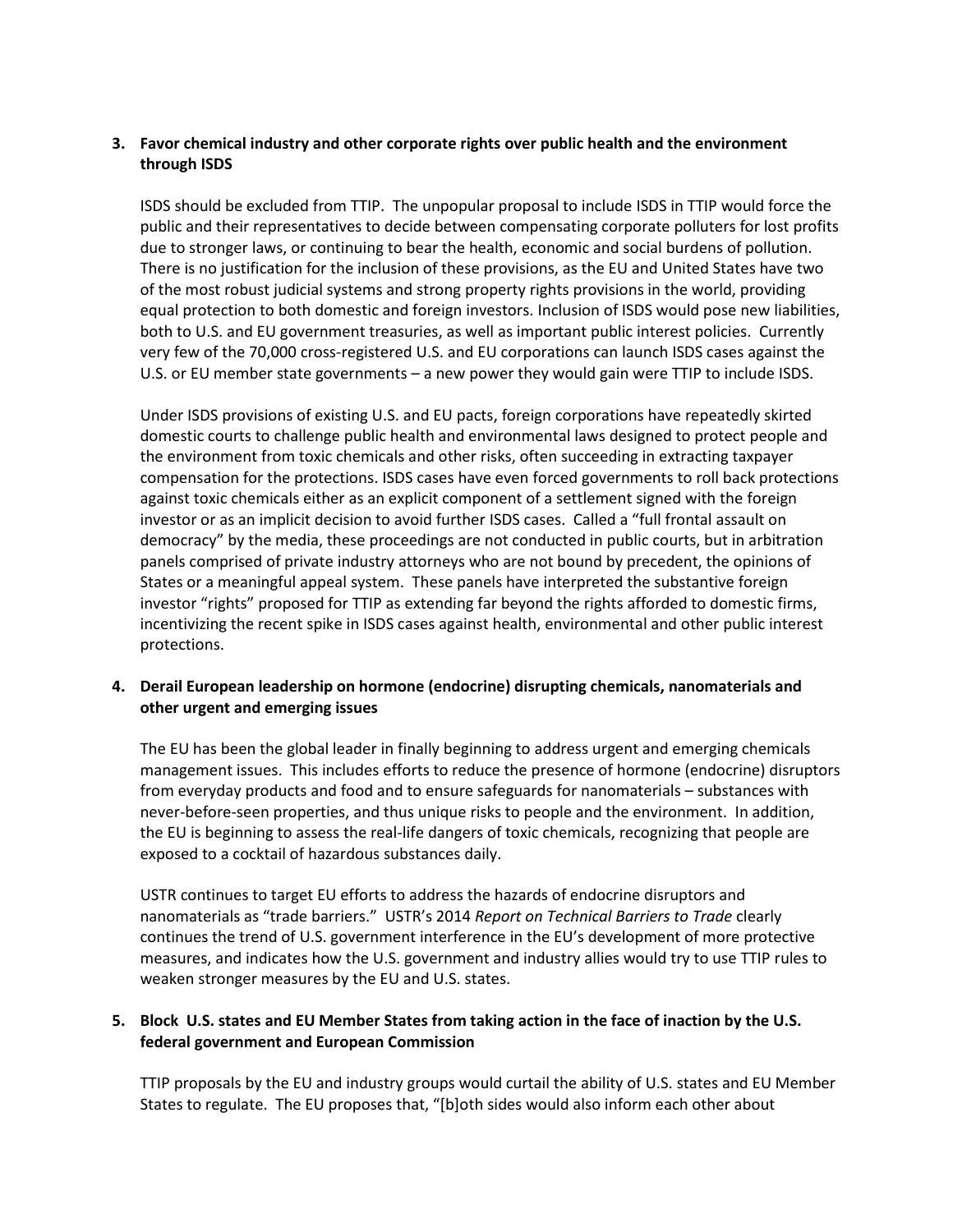3. **Favor chemical industry and other corporate rights over public health and the environment through ISDS**

   ISDS should be excluded from TTIP. The unpopular proposal to include ISDS in TTIP would force the public and their representatives to decide between compensating corporate polluters for lost profits due to stronger laws, or continuing to bear the health, economic and social burdens of pollution. There is no justification for the inclusion of these provisions, as the EU and United States have two of the most robust judicial systems and strong property rights provisions in the world, providing equal protection to both domestic and foreign investors. Inclusion of ISDS would pose new liabilities, both to U.S. and EU government treasuries, as well as important public interest policies. Currently very few of the 70,000 cross-registered U.S. and EU corporations can launch ISDS cases against the U.S. or EU member state governments – a new power they would gain were TTIP to include ISDS.

   Under ISDS provisions of existing U.S. and EU pacts, foreign corporations have repeatedly skirted domestic courts to challenge public health and environmental laws designed to protect people and the environment from toxic chemicals and other risks, often succeeding in extracting taxpayer compensation for the protections. ISDS cases have even forced governments to roll back protections against toxic chemicals either as an explicit component of a settlement signed with the foreign investor or as an implicit decision to avoid further ISDS cases. Called a "full frontal assault on democracy" by the media, these proceedings are not conducted in public courts, but in arbitration panels comprised of private industry attorneys who are not bound by precedent, the opinions of States or a meaningful appeal system. These panels have interpreted the substantive foreign investor "rights" proposed for TTIP as extending far beyond the rights afforded to domestic firms, incentivizing the recent spike in ISDS cases against health, environmental and other public interest protections.

4. **Derail European leadership on hormone (endocrine) disrupting chemicals, nanomaterials and other urgent and emerging issues**

   The EU has been the global leader in finally beginning to address urgent and emerging chemicals management issues. This includes efforts to reduce the presence of hormone (endocrine) disruptors from everyday products and food and to ensure safeguards for nanomaterials – substances with never-before-seen properties, and thus unique risks to people and the environment. In addition, the EU is beginning to assess the real-life dangers of toxic chemicals, recognizing that people are exposed to a cocktail of hazardous substances daily.

   USTR continues to target EU efforts to address the hazards of endocrine disruptors and nanomaterials as "trade barriers." USTR's 2014 *Report on Technical Barriers to Trade* clearly continues the trend of U.S. government interference in the EU's development of more protective measures, and indicates how the U.S. government and industry allies would try to use TTIP rules to weaken stronger measures by the EU and U.S. states.

5. **Block U.S. states and EU Member States from taking action in the face of inaction by the U.S. federal government and European Commission**

   TTIP proposals by the EU and industry groups would curtail the ability of U.S. states and EU Member States to regulate. The EU proposes that, "[b]oth sides would also inform each other about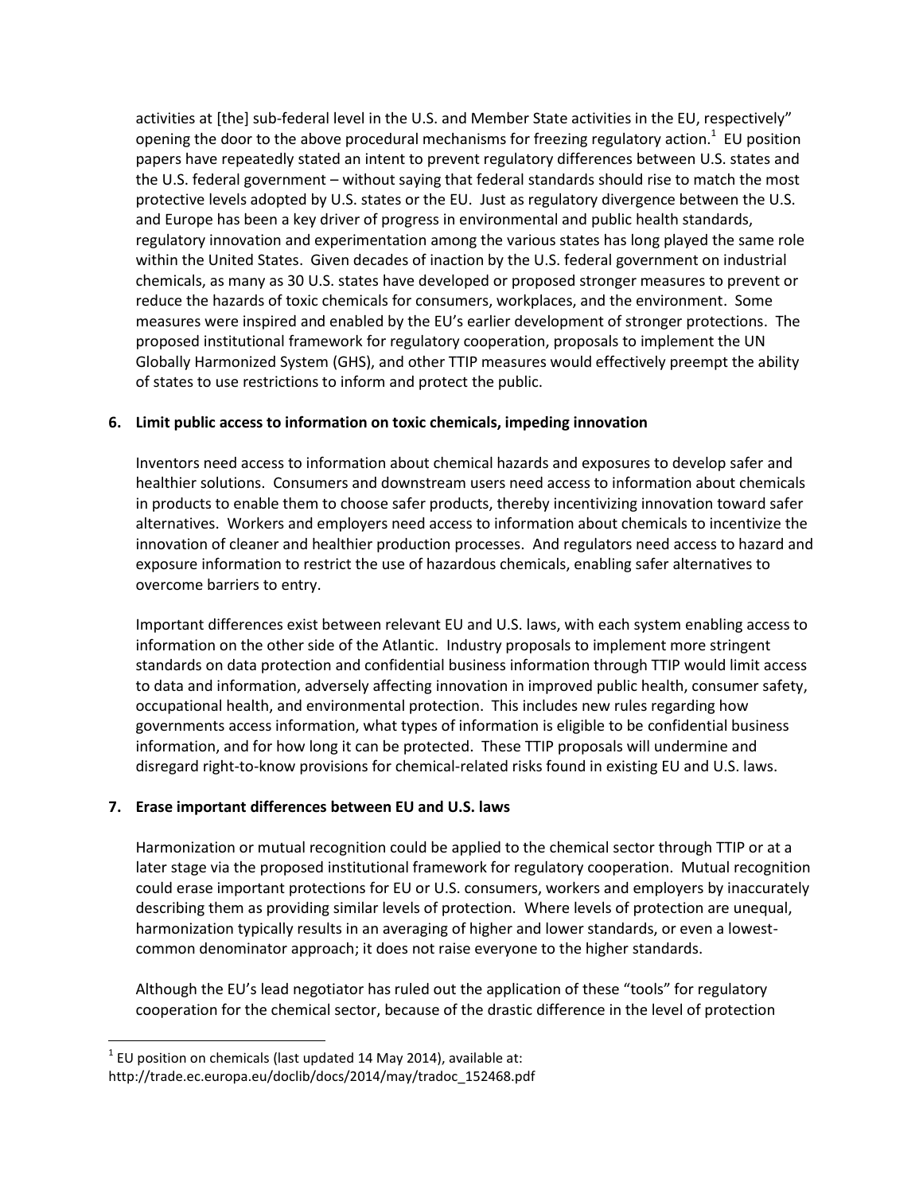activities at [the] sub-federal level in the U.S. and Member State activities in the EU, respectively" opening the door to the above procedural mechanisms for freezing regulatory action.[1] EU position papers have repeatedly stated an intent to prevent regulatory differences between U.S. states and the U.S. federal government – without saying that federal standards should rise to match the most protective levels adopted by U.S. states or the EU. Just as regulatory divergence between the U.S. and Europe has been a key driver of progress in environmental and public health standards, regulatory innovation and experimentation among the various states has long played the same role within the United States. Given decades of inaction by the U.S. federal government on industrial chemicals, as many as 30 U.S. states have developed or proposed stronger measures to prevent or reduce the hazards of toxic chemicals for consumers, workplaces, and the environment. Some measures were inspired and enabled by the EU's earlier development of stronger protections. The proposed institutional framework for regulatory cooperation, proposals to implement the UN Globally Harmonized System (GHS), and other TTIP measures would effectively preempt the ability of states to use restrictions to inform and protect the public.

**6. Limit public access to information on toxic chemicals, impeding innovation**

Inventors need access to information about chemical hazards and exposures to develop safer and healthier solutions. Consumers and downstream users need access to information about chemicals in products to enable them to choose safer products, thereby incentivizing innovation toward safer alternatives. Workers and employers need access to information about chemicals to incentivize the innovation of cleaner and healthier production processes. And regulators need access to hazard and exposure information to restrict the use of hazardous chemicals, enabling safer alternatives to overcome barriers to entry.

Important differences exist between relevant EU and U.S. laws, with each system enabling access to information on the other side of the Atlantic. Industry proposals to implement more stringent standards on data protection and confidential business information through TTIP would limit access to data and information, adversely affecting innovation in improved public health, consumer safety, occupational health, and environmental protection. This includes new rules regarding how governments access information, what types of information is eligible to be confidential business information, and for how long it can be protected. These TTIP proposals will undermine and disregard right-to-know provisions for chemical-related risks found in existing EU and U.S. laws.

**7. Erase important differences between EU and U.S. laws**

Harmonization or mutual recognition could be applied to the chemical sector through TTIP or at a later stage via the proposed institutional framework for regulatory cooperation. Mutual recognition could erase important protections for EU or U.S. consumers, workers and employers by inaccurately describing them as providing similar levels of protection. Where levels of protection are unequal, harmonization typically results in an averaging of higher and lower standards, or even a lowest-common denominator approach; it does not raise everyone to the higher standards.

Although the EU's lead negotiator has ruled out the application of these "tools" for regulatory cooperation for the chemical sector, because of the drastic difference in the level of protection

[1] EU position on chemicals (last updated 14 May 2014), available at: http://trade.ec.europa.eu/doclib/docs/2014/may/tradoc_152468.pdf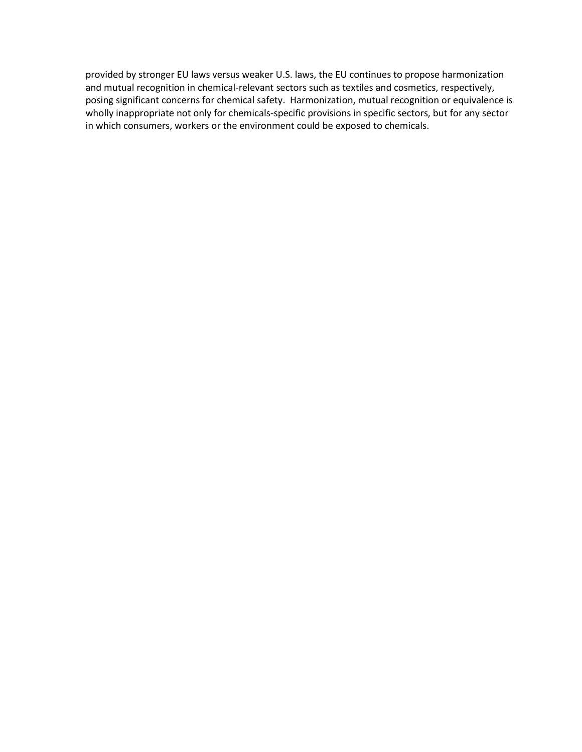provided by stronger EU laws versus weaker U.S. laws, the EU continues to propose harmonization and mutual recognition in chemical-relevant sectors such as textiles and cosmetics, respectively, posing significant concerns for chemical safety. Harmonization, mutual recognition or equivalence is wholly inappropriate not only for chemicals-specific provisions in specific sectors, but for any sector in which consumers, workers or the environment could be exposed to chemicals.